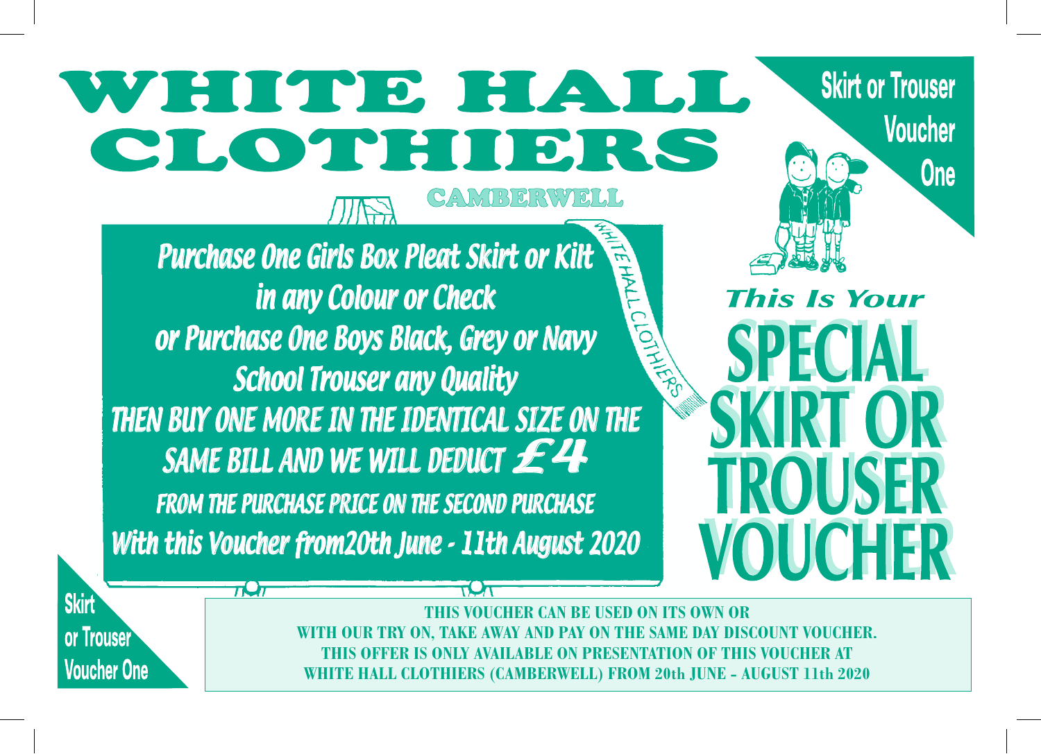# WHITE HALL CLOTHIERS

CAMBERWELL

**Skirt or Trouser Voucher One**

*Purchase One Girls Box Pleat Skirt or Kilt*
*in any Colour or Check*
*or Purchase One Boys Black, Grey or Navy*
*School Trouser any Quality*
*THEN BUY ONE MORE IN THE IDENTICAL SIZE ON THE SAME BILL AND WE WILL DEDUCT £4*
*FROM THE PURCHASE PRICE ON THE SECOND PURCHASE*
*With this Voucher from20th June - 11th August 2020*

*This Is Your*

## SPECIAL SKIRT OR TROUSER VOUCHER

**Skirt or Trouser Voucher One**

**THIS VOUCHER CAN BE USED ON ITS OWN OR WITH OUR TRY ON, TAKE AWAY AND PAY ON THE SAME DAY DISCOUNT VOUCHER. THIS OFFER IS ONLY AVAILABLE ON PRESENTATION OF THIS VOUCHER AT WHITE HALL CLOTHIERS (CAMBERWELL) FROM 20th JUNE - AUGUST 11th 2020**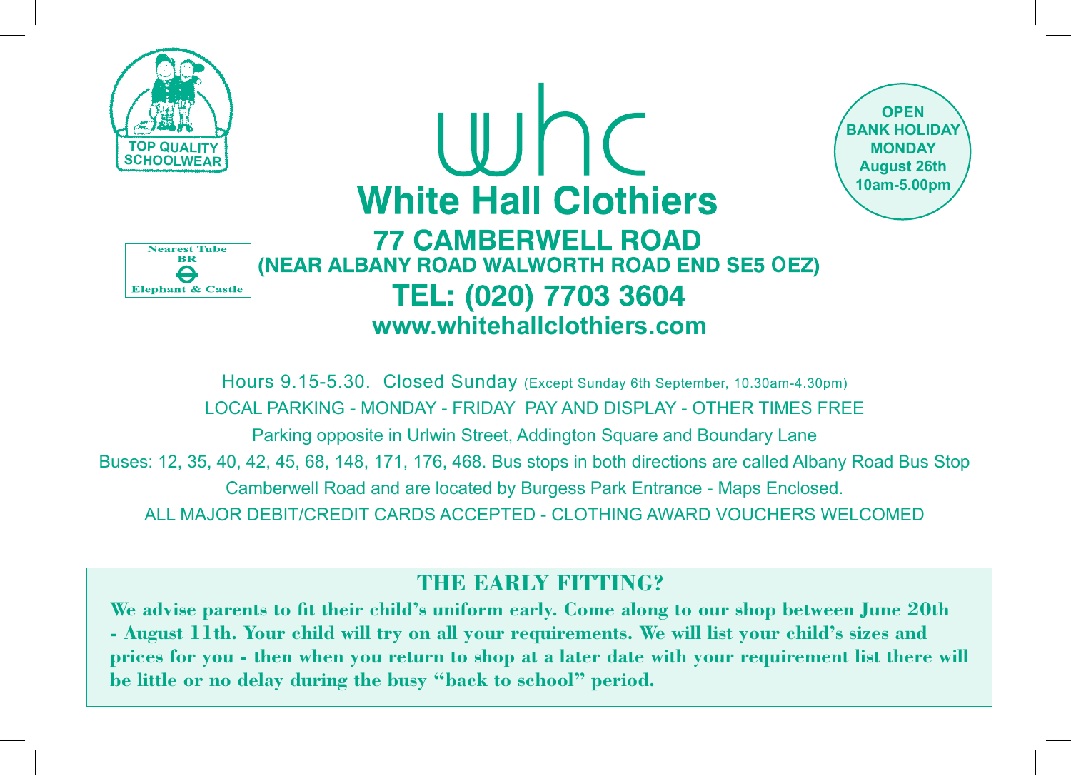TOP QUALITY SCHOOLWEAR

# whc

## White Hall Clothiers

OPEN BANK HOLIDAY MONDAY August 26th 10am-5.00pm

Nearest Tube BR Elephant & Castle

**77 CAMBERWELL ROAD**

**(NEAR ALBANY ROAD WALWORTH ROAD END SE5 OEZ)**

**TEL: (020) 7703 3604**

**www.whitehallclothiers.com**

Hours 9.15-5.30. Closed Sunday (Except Sunday 6th September, 10.30am-4.30pm)

LOCAL PARKING - MONDAY - FRIDAY PAY AND DISPLAY - OTHER TIMES FREE

Parking opposite in Urlwin Street, Addington Square and Boundary Lane

Buses: 12, 35, 40, 42, 45, 68, 148, 171, 176, 468. Bus stops in both directions are called Albany Road Bus Stop Camberwell Road and are located by Burgess Park Entrance - Maps Enclosed.

ALL MAJOR DEBIT/CREDIT CARDS ACCEPTED - CLOTHING AWARD VOUCHERS WELCOMED

### THE EARLY FITTING?

**We advise parents to fit their child's uniform early. Come along to our shop between June 20th - August 11th. Your child will try on all your requirements. We will list your child's sizes and prices for you - then when you return to shop at a later date with your requirement list there will be little or no delay during the busy "back to school" period.**